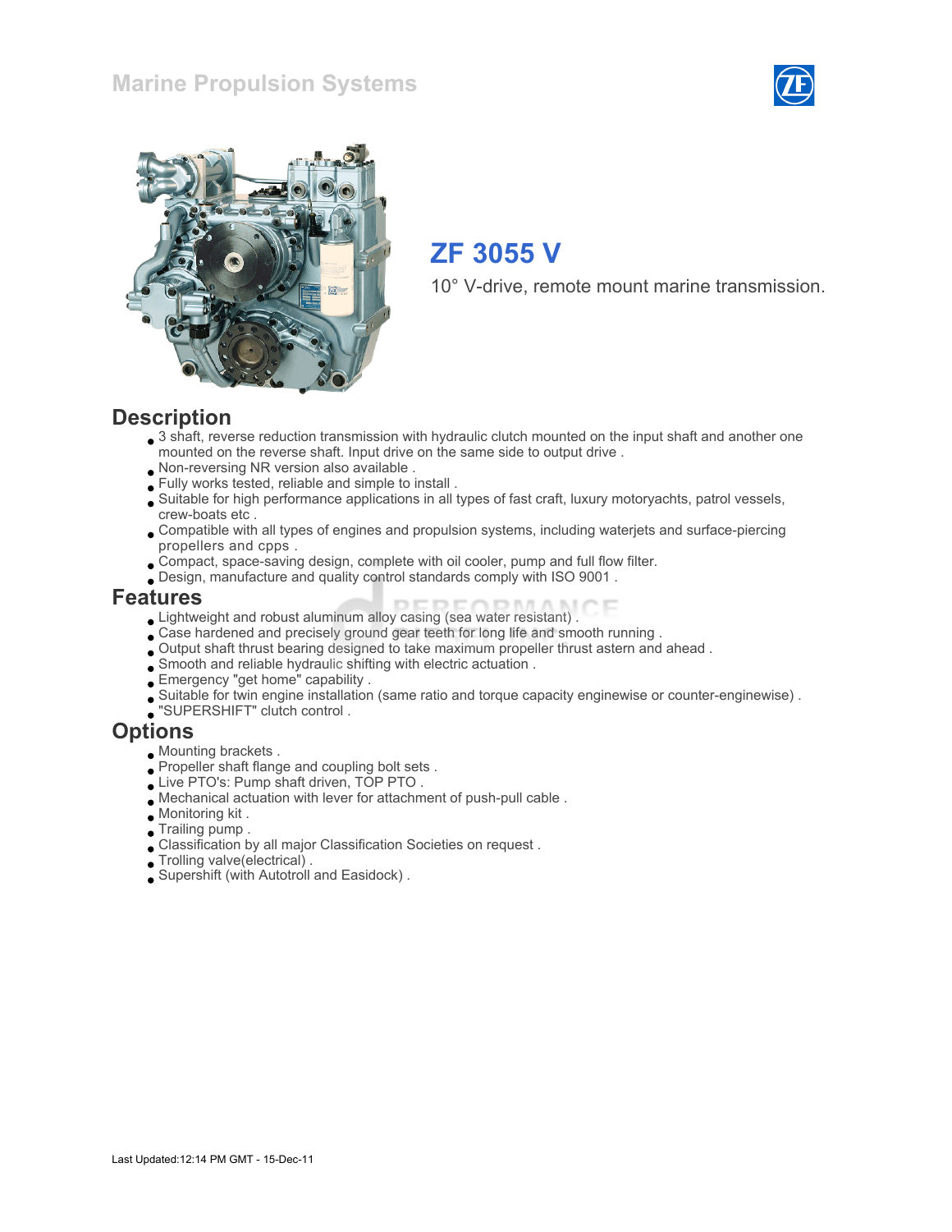Marine Propulsion Systems

# ZF 3055 V

10° V-drive, remote mount marine transmission.

## Description

- 3 shaft, reverse reduction transmission with hydraulic clutch mounted on the input shaft and another one mounted on the reverse shaft. Input drive on the same side to output drive .
- Non-reversing NR version also available .
- Fully works tested, reliable and simple to install .
- Suitable for high performance applications in all types of fast craft, luxury motoryachts, patrol vessels, crew-boats etc .
- Compatible with all types of engines and propulsion systems, including waterjets and surface-piercing propellers and cpps .
- Compact, space-saving design, complete with oil cooler, pump and full flow filter.
- Design, manufacture and quality control standards comply with ISO 9001 .

## Features

- Lightweight and robust aluminum alloy casing (sea water resistant) .
- Case hardened and precisely ground gear teeth for long life and smooth running .
- Output shaft thrust bearing designed to take maximum propeller thrust astern and ahead .
- Smooth and reliable hydraulic shifting with electric actuation .
- Emergency "get home" capability .
- Suitable for twin engine installation (same ratio and torque capacity enginewise or counter-enginewise) .
- "SUPERSHIFT" clutch control .

## Options

- Mounting brackets .
- Propeller shaft flange and coupling bolt sets .
- Live PTO's: Pump shaft driven, TOP PTO .
- Mechanical actuation with lever for attachment of push-pull cable .
- Monitoring kit .
- Trailing pump .
- Classification by all major Classification Societies on request .
- Trolling valve(electrical) .
- Supershift (with Autotroll and Easidock) .

Last Updated:12:14 PM GMT - 15-Dec-11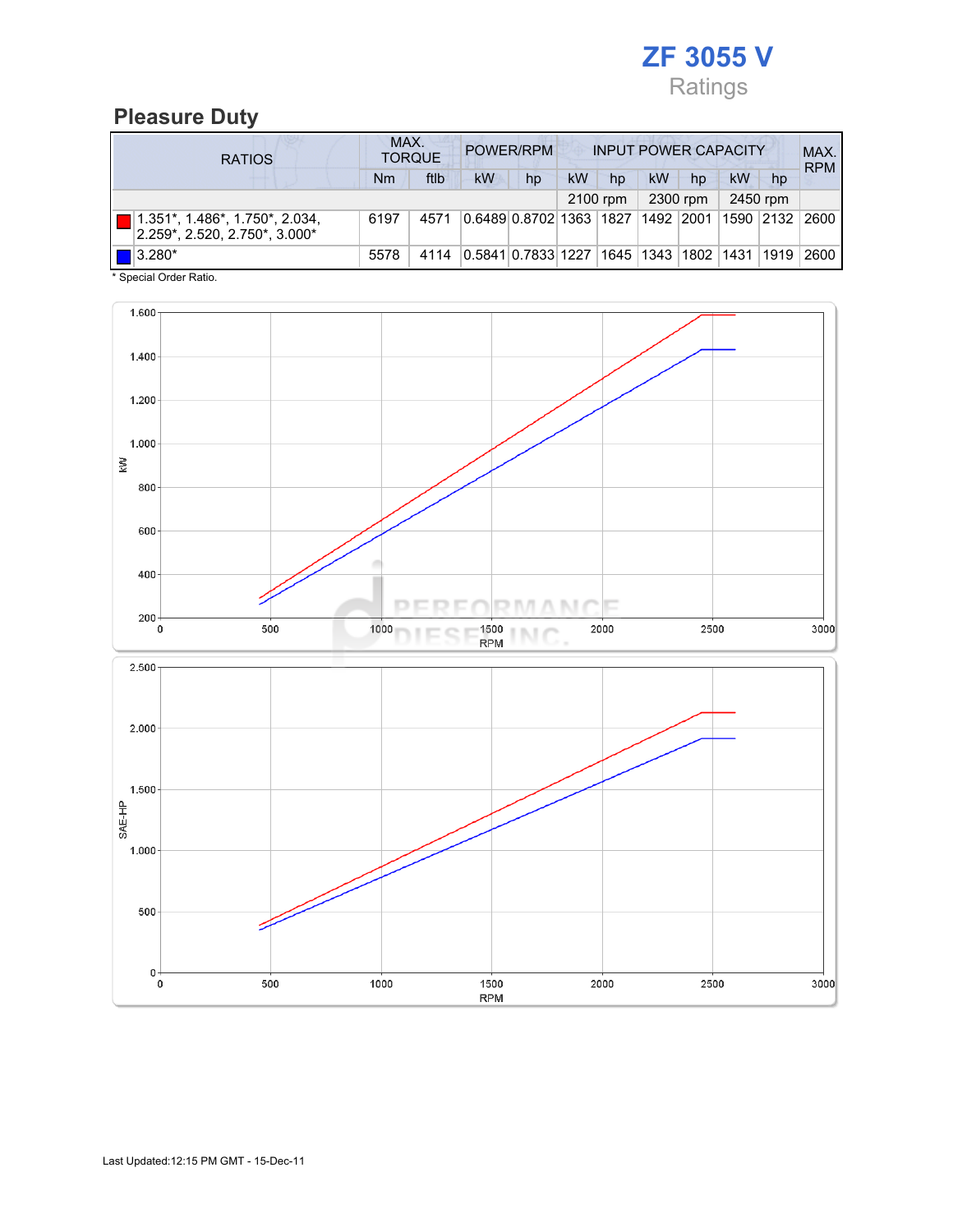# ZF 3055 V

Ratings

## Pleasure Duty

| RATIOS | MAX. TORQUE | | POWER/RPM | | INPUT POWER CAPACITY | | | | | | MAX. RPM |
|---|---|---|---|---|---|---|---|---|---|---|---|
| | Nm | ftlb | kW | hp | kW | hp | kW | hp | kW | hp | |
| | | | | | 2100 rpm | | 2300 rpm | | 2450 rpm | | |
| 1.351*, 1.486*, 1.750*, 2.034, 2.259*, 2.520, 2.750*, 3.000* | 6197 | 4571 | 0.6489 | 0.8702 | 1363 | 1827 | 1492 | 2001 | 1590 | 2132 | 2600 |
| 3.280* | 5578 | 4114 | 0.5841 | 0.7833 | 1227 | 1645 | 1343 | 1802 | 1431 | 1919 | 2600 |

\* Special Order Ratio.

Last Updated:12:15 PM GMT - 15-Dec-11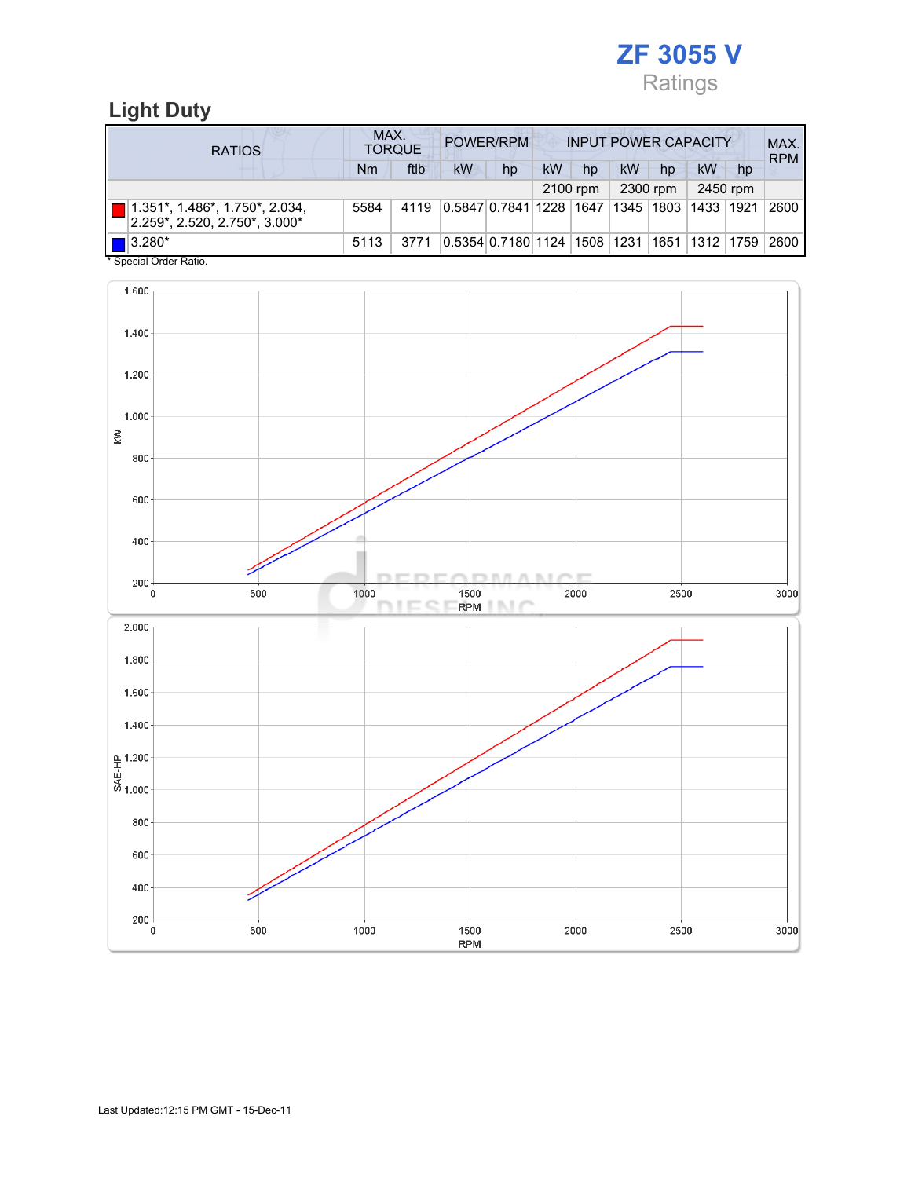# ZF 3055 V

Ratings

## Light Duty

| RATIOS | MAX. TORQUE | | POWER/RPM | | INPUT POWER CAPACITY | | | | | | MAX. RPM |
|---|---|---|---|---|---|---|---|---|---|---|---|
| | Nm | ftlb | kW | hp | kW | hp | kW | hp | kW | hp | |
| | | | | | 2100 rpm | | 2300 rpm | | 2450 rpm | | |
| 1.351*, 1.486*, 1.750*, 2.034, 2.259*, 2.520, 2.750*, 3.000* | 5584 | 4119 | 0.5847 | 0.7841 | 1228 | 1647 | 1345 | 1803 | 1433 | 1921 | 2600 |
| 3.280* | 5113 | 3771 | 0.5354 | 0.7180 | 1124 | 1508 | 1231 | 1651 | 1312 | 1759 | 2600 |

* Special Order Ratio.

Last Updated:12:15 PM GMT - 15-Dec-11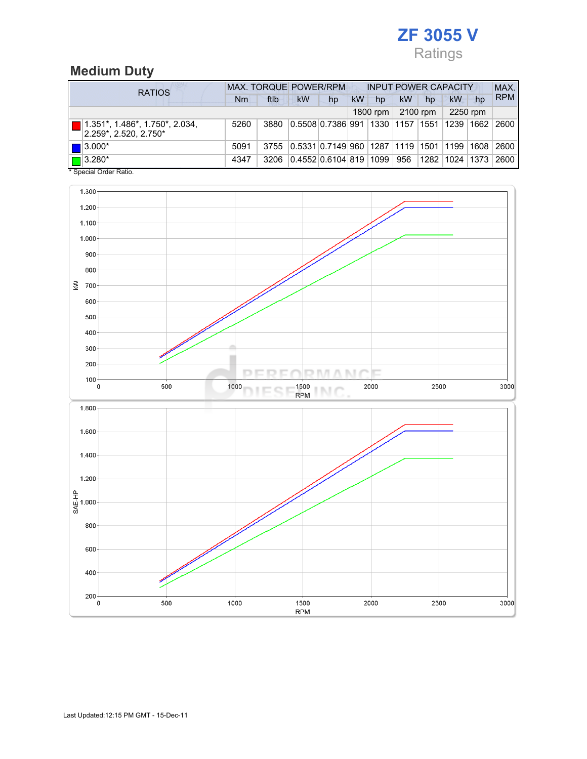# ZF 3055 V

Ratings

## Medium Duty

| RATIOS | MAX. TORQUE | | POWER/RPM | | INPUT POWER CAPACITY | | | | | | MAX. RPM |
|---|---|---|---|---|---|---|---|---|---|---|---|
| | Nm | ftlb | kW | hp | kW | hp | kW | hp | kW | hp | |
| | | | | | 1800 rpm | | 2100 rpm | | 2250 rpm | | |
| 1.351*, 1.486*, 1.750*, 2.034, 2.259*, 2.520, 2.750* | 5260 | 3880 | 0.5508 | 0.7386 | 991 | 1330 | 1157 | 1551 | 1239 | 1662 | 2600 |
| 3.000* | 5091 | 3755 | 0.5331 | 0.7149 | 960 | 1287 | 1119 | 1501 | 1199 | 1608 | 2600 |
| 3.280* | 4347 | 3206 | 0.4552 | 0.6104 | 819 | 1099 | 956 | 1282 | 1024 | 1373 | 2600 |

* Special Order Ratio.

Last Updated:12:15 PM GMT - 15-Dec-11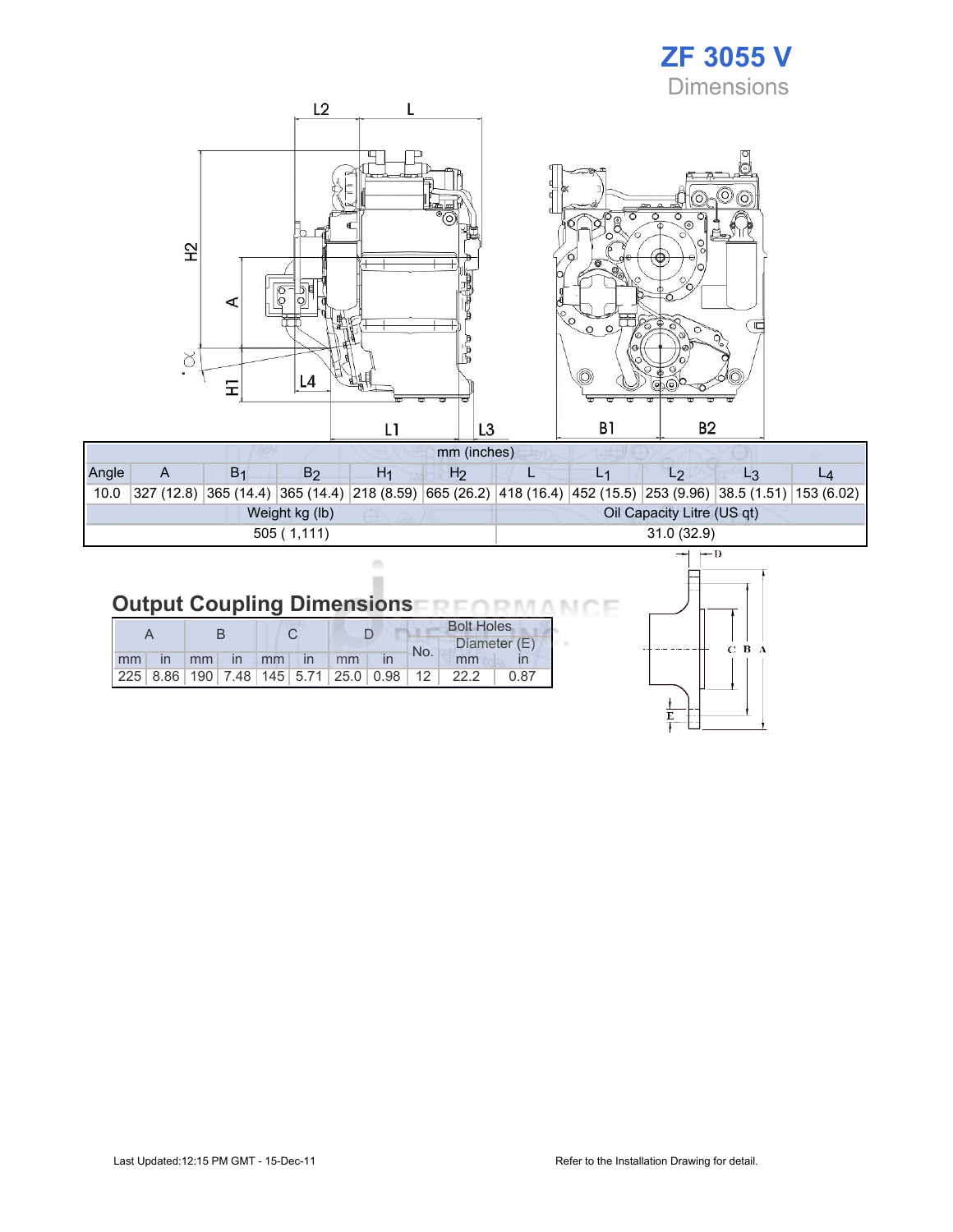# ZF 3055 V

## Dimensions

| Angle | A | $B_1$ | $B_2$ | $H_1$ | $H_2$ | L | $L_1$ | $L_2$ | $L_3$ | $L_4$ |
|---|---|---|---|---|---|---|---|---|---|---|
| mm (inches) | | | | | | | | | | |
| 10.0 | 327 (12.8) | 365 (14.4) | 365 (14.4) | 218 (8.59) | 665 (26.2) | 418 (16.4) | 452 (15.5) | 253 (9.96) | 38.5 (1.51) | 153 (6.02) |

| Weight kg (lb) | Oil Capacity Litre (US qt) |
|---|---|
| 505 ( 1,111) | 31.0 (32.9) |

## Output Coupling Dimensions

| A | | B | | C | | D | | Bolt Holes | | |
|---|---|---|---|---|---|---|---|---|---|---|
| | | | | | | | | No. | Diameter (E) | |
| mm | in | mm | in | mm | in | mm | in | | mm | in |
| 225 | 8.86 | 190 | 7.48 | 145 | 5.71 | 25.0 | 0.98 | 12 | 22.2 | 0.87 |

Last Updated:12:15 PM GMT - 15-Dec-11

Refer to the Installation Drawing for detail.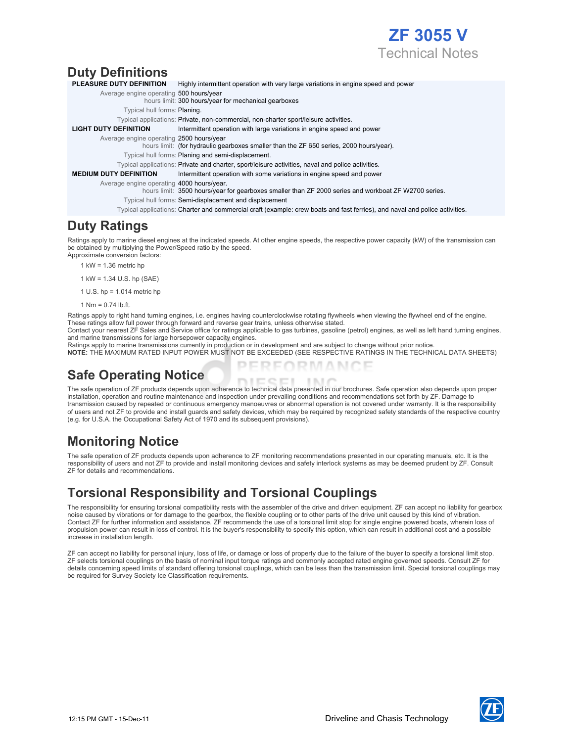# ZF 3055 V

## Technical Notes

## Duty Definitions

| | |
|---|---|
| **PLEASURE DUTY DEFINITION** | Highly intermittent operation with very large variations in engine speed and power |
| Average engine operating hours limit: | 500 hours/year<br>300 hours/year for mechanical gearboxes |
| Typical hull forms: | Planing. |
| Typical applications: | Private, non-commercial, non-charter sport/leisure activities. |
| **LIGHT DUTY DEFINITION** | Intermittent operation with large variations in engine speed and power |
| Average engine operating hours limit: | 2500 hours/year<br>(for hydraulic gearboxes smaller than the ZF 650 series, 2000 hours/year). |
| Typical hull forms: | Planing and semi-displacement. |
| Typical applications: | Private and charter, sport/leisure activities, naval and police activities. |
| **MEDIUM DUTY DEFINITION** | Intermittent operation with some variations in engine speed and power |
| Average engine operating hours limit: | 4000 hours/year.<br>3500 hours/year for gearboxes smaller than ZF 2000 series and workboat ZF W2700 series. |
| Typical hull forms: | Semi-displacement and displacement |
| Typical applications: | Charter and commercial craft (example: crew boats and fast ferries), and naval and police activities. |

## Duty Ratings

Ratings apply to marine diesel engines at the indicated speeds. At other engine speeds, the respective power capacity (kW) of the transmission can be obtained by multiplying the Power/Speed ratio by the speed.
Approximate conversion factors:

1 kW = 1.36 metric hp

1 kW = 1.34 U.S. hp (SAE)

1 U.S. hp = 1.014 metric hp

1 Nm = 0.74 lb.ft.

Ratings apply to right hand turning engines, i.e. engines having counterclockwise rotating flywheels when viewing the flywheel end of the engine.
These ratings allow full power through forward and reverse gear trains, unless otherwise stated.
Contact your nearest ZF Sales and Service office for ratings applicable to gas turbines, gasoline (petrol) engines, as well as left hand turning engines, and marine transmissions for large horsepower capacity engines.
Ratings apply to marine transmissions currently in production or in development and are subject to change without prior notice.
**NOTE:** THE MAXIMUM RATED INPUT POWER MUST NOT BE EXCEEDED (SEE RESPECTIVE RATINGS IN THE TECHNICAL DATA SHEETS)

## Safe Operating Notice

The safe operation of ZF products depends upon adherence to technical data presented in our brochures. Safe operation also depends upon proper installation, operation and routine maintenance and inspection under prevailing conditions and recommendations set forth by ZF. Damage to transmission caused by repeated or continuous emergency manoeuvres or abnormal operation is not covered under warranty. It is the responsibility of users and not ZF to provide and install guards and safety devices, which may be required by recognized safety standards of the respective country (e.g. for U.S.A. the Occupational Safety Act of 1970 and its subsequent provisions).

## Monitoring Notice

The safe operation of ZF products depends upon adherence to ZF monitoring recommendations presented in our operating manuals, etc. It is the responsibility of users and not ZF to provide and install monitoring devices and safety interlock systems as may be deemed prudent by ZF. Consult ZF for details and recommendations.

## Torsional Responsibility and Torsional Couplings

The responsibility for ensuring torsional compatibility rests with the assembler of the drive and driven equipment. ZF can accept no liability for gearbox noise caused by vibrations or for damage to the gearbox, the flexible coupling or to other parts of the drive unit caused by this kind of vibration. Contact ZF for further information and assistance. ZF recommends the use of a torsional limit stop for single engine powered boats, wherein loss of propulsion power can result in loss of control. It is the buyer's responsibility to specify this option, which can result in additional cost and a possible increase in installation length.

ZF can accept no liability for personal injury, loss of life, or damage or loss of property due to the failure of the buyer to specify a torsional limit stop. ZF selects torsional couplings on the basis of nominal input torque ratings and commonly accepted rated engine governed speeds. Consult ZF for details concerning speed limits of standard offering torsional couplings, which can be less than the transmission limit. Special torsional couplings may be required for Survey Society Ice Classification requirements.